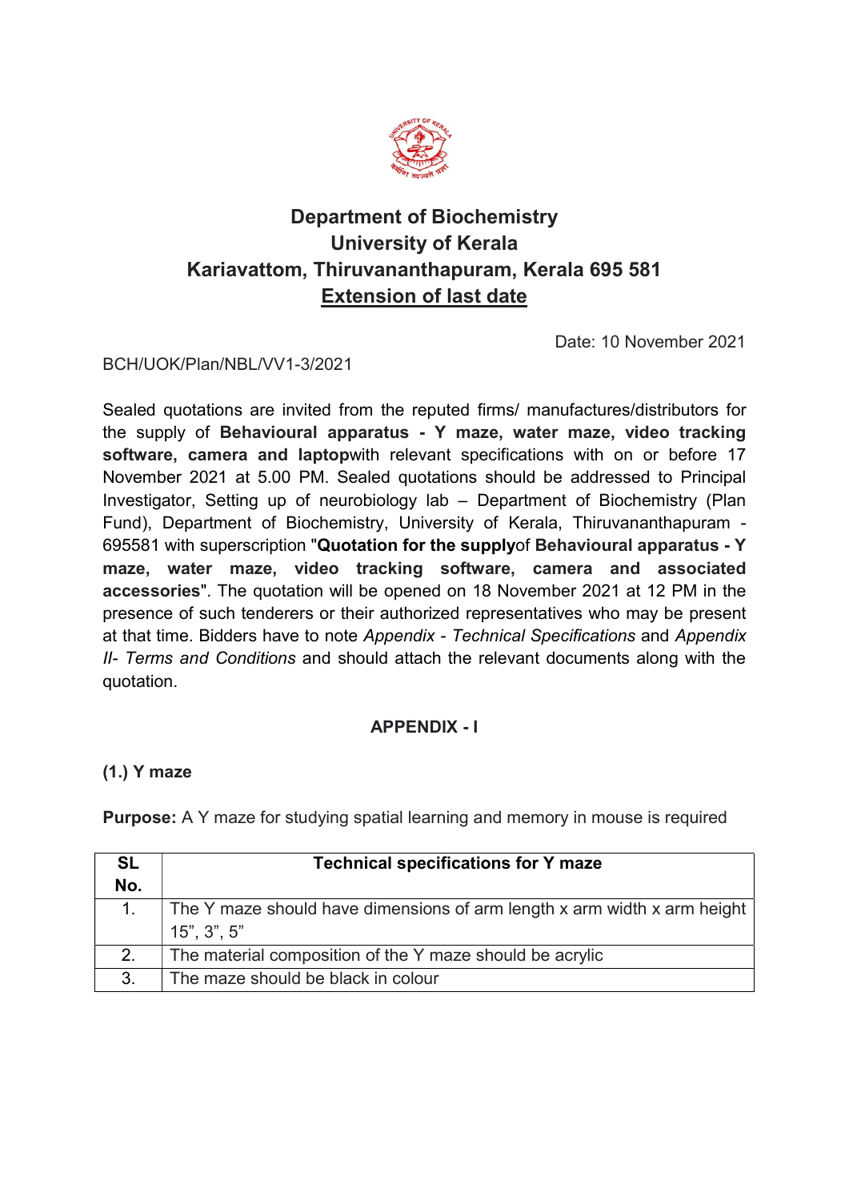# Department of Biochemistry
# University of Kerala
# Kariavattom, Thiruvananthapuram, Kerala 695 581
## Extension of last date

Date: 10 November 2021

BCH/UOK/Plan/NBL/VV1-3/2021

Sealed quotations are invited from the reputed firms/ manufactures/distributors for the supply of **Behavioural apparatus - Y maze, water maze, video tracking software, camera and laptop**with relevant specifications with on or before 17 November 2021 at 5.00 PM. Sealed quotations should be addressed to Principal Investigator, Setting up of neurobiology lab – Department of Biochemistry (Plan Fund), Department of Biochemistry, University of Kerala, Thiruvananthapuram - 695581 with superscription "**Quotation for the supply**of **Behavioural apparatus - Y maze, water maze, video tracking software, camera and associated accessories**". The quotation will be opened on 18 November 2021 at 12 PM in the presence of such tenderers or their authorized representatives who may be present at that time. Bidders have to note *Appendix - Technical Specifications* and *Appendix II- Terms and Conditions* and should attach the relevant documents along with the quotation.

## APPENDIX - I

### (1.) Y maze

**Purpose:** A Y maze for studying spatial learning and memory in mouse is required

| SL No. | Technical specifications for Y maze |
|---|---|
| 1. | The Y maze should have dimensions of arm length x arm width x arm height 15", 3", 5" |
| 2. | The material composition of the Y maze should be acrylic |
| 3. | The maze should be black in colour |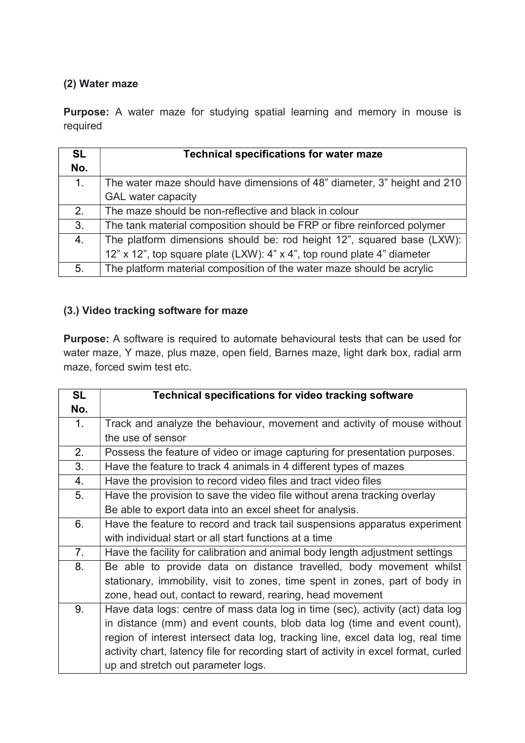### (2) Water maze

**Purpose:** A water maze for studying spatial learning and memory in mouse is required

| SL No. | Technical specifications for water maze |
| --- | --- |
| 1. | The water maze should have dimensions of 48” diameter, 3” height and 210 GAL water capacity |
| 2. | The maze should be non-reflective and black in colour |
| 3. | The tank material composition should be FRP or fibre reinforced polymer |
| 4. | The platform dimensions should be: rod height 12”, squared base (LXW): 12” x 12”, top square plate (LXW): 4” x 4”, top round plate 4” diameter |
| 5. | The platform material composition of the water maze should be acrylic |

### (3.) Video tracking software for maze

**Purpose:** A software is required to automate behavioural tests that can be used for water maze, Y maze, plus maze, open field, Barnes maze, light dark box, radial arm maze, forced swim test etc.

| SL No. | Technical specifications for video tracking software |
| --- | --- |
| 1. | Track and analyze the behaviour, movement and activity of mouse without the use of sensor |
| 2. | Possess the feature of video or image capturing for presentation purposes. |
| 3. | Have the feature to track 4 animals in 4 different types of mazes |
| 4. | Have the provision to record video files and tract video files |
| 5. | Have the provision to save the video file without arena tracking overlay<br>Be able to export data into an excel sheet for analysis. |
| 6. | Have the feature to record and track tail suspensions apparatus experiment with individual start or all start functions at a time |
| 7. | Have the facility for calibration and animal body length adjustment settings |
| 8. | Be able to provide data on distance travelled, body movement whilst stationary, immobility, visit to zones, time spent in zones, part of body in zone, head out, contact to reward, rearing, head movement |
| 9. | Have data logs: centre of mass data log in time (sec), activity (act) data log in distance (mm) and event counts, blob data log (time and event count), region of interest intersect data log, tracking line, excel data log, real time activity chart, latency file for recording start of activity in excel format, curled up and stretch out parameter logs. |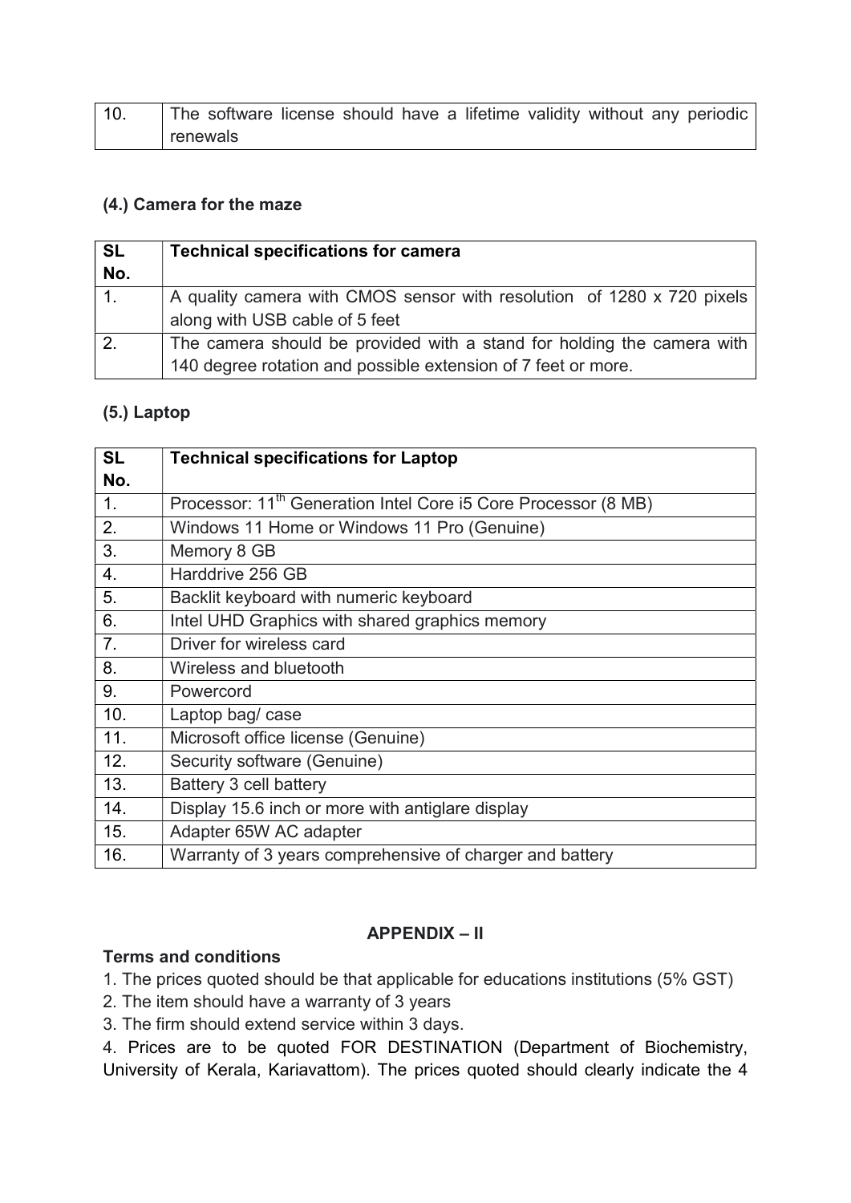| 10. | The software license should have a lifetime validity without any periodic renewals |
|---|---|

**(4.) Camera for the maze**

| SL No. | Technical specifications for camera |
|---|---|
| 1. | A quality camera with CMOS sensor with resolution of 1280 x 720 pixels along with USB cable of 5 feet |
| 2. | The camera should be provided with a stand for holding the camera with 140 degree rotation and possible extension of 7 feet or more. |

**(5.) Laptop**

| SL No. | Technical specifications for Laptop |
|---|---|
| 1. | Processor: 11th Generation Intel Core i5 Core Processor (8 MB) |
| 2. | Windows 11 Home or Windows 11 Pro (Genuine) |
| 3. | Memory 8 GB |
| 4. | Harddrive 256 GB |
| 5. | Backlit keyboard with numeric keyboard |
| 6. | Intel UHD Graphics with shared graphics memory |
| 7. | Driver for wireless card |
| 8. | Wireless and bluetooth |
| 9. | Powercord |
| 10. | Laptop bag/ case |
| 11. | Microsoft office license (Genuine) |
| 12. | Security software (Genuine) |
| 13. | Battery 3 cell battery |
| 14. | Display 15.6 inch or more with antiglare display |
| 15. | Adapter 65W AC adapter |
| 16. | Warranty of 3 years comprehensive of charger and battery |

## APPENDIX – II

**Terms and conditions**

1. The prices quoted should be that applicable for educations institutions (5% GST)
2. The item should have a warranty of 3 years
3. The firm should extend service within 3 days.
4. Prices are to be quoted FOR DESTINATION (Department of Biochemistry, University of Kerala, Kariavattom). The prices quoted should clearly indicate the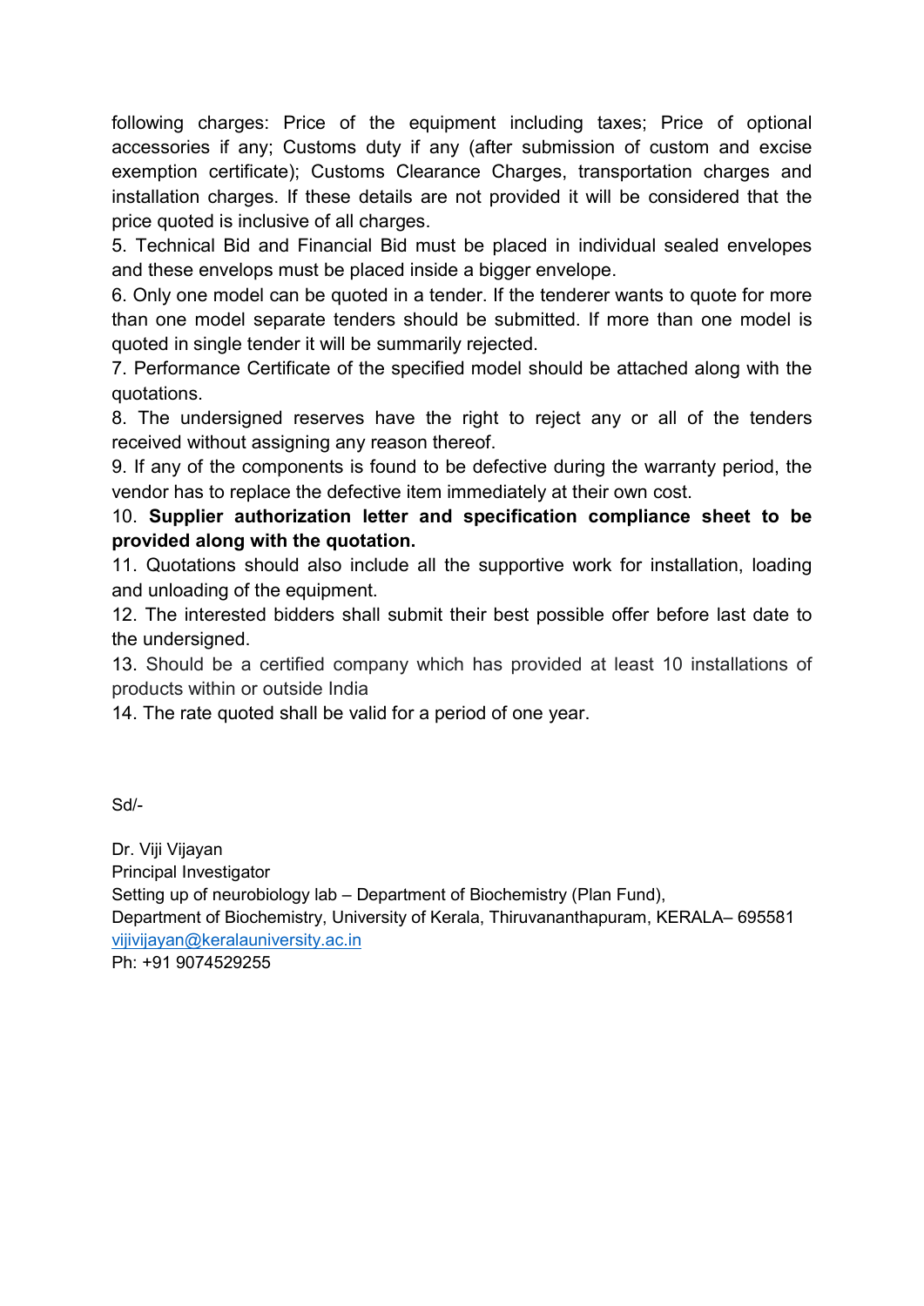following charges: Price of the equipment including taxes; Price of optional accessories if any; Customs duty if any (after submission of custom and excise exemption certificate); Customs Clearance Charges, transportation charges and installation charges. If these details are not provided it will be considered that the price quoted is inclusive of all charges.

5. Technical Bid and Financial Bid must be placed in individual sealed envelopes and these envelops must be placed inside a bigger envelope.

6. Only one model can be quoted in a tender. If the tenderer wants to quote for more than one model separate tenders should be submitted. If more than one model is quoted in single tender it will be summarily rejected.

7. Performance Certificate of the specified model should be attached along with the quotations.

8. The undersigned reserves have the right to reject any or all of the tenders received without assigning any reason thereof.

9. If any of the components is found to be defective during the warranty period, the vendor has to replace the defective item immediately at their own cost.

10. **Supplier authorization letter and specification compliance sheet to be provided along with the quotation.**

11. Quotations should also include all the supportive work for installation, loading and unloading of the equipment.

12. The interested bidders shall submit their best possible offer before last date to the undersigned.

13. Should be a certified company which has provided at least 10 installations of products within or outside India

14. The rate quoted shall be valid for a period of one year.

Sd/-

Dr. Viji Vijayan
Principal Investigator
Setting up of neurobiology lab – Department of Biochemistry (Plan Fund),
Department of Biochemistry, University of Kerala, Thiruvananthapuram, KERALA– 695581
vijivijayan@keralauniversity.ac.in
Ph: +91 9074529255